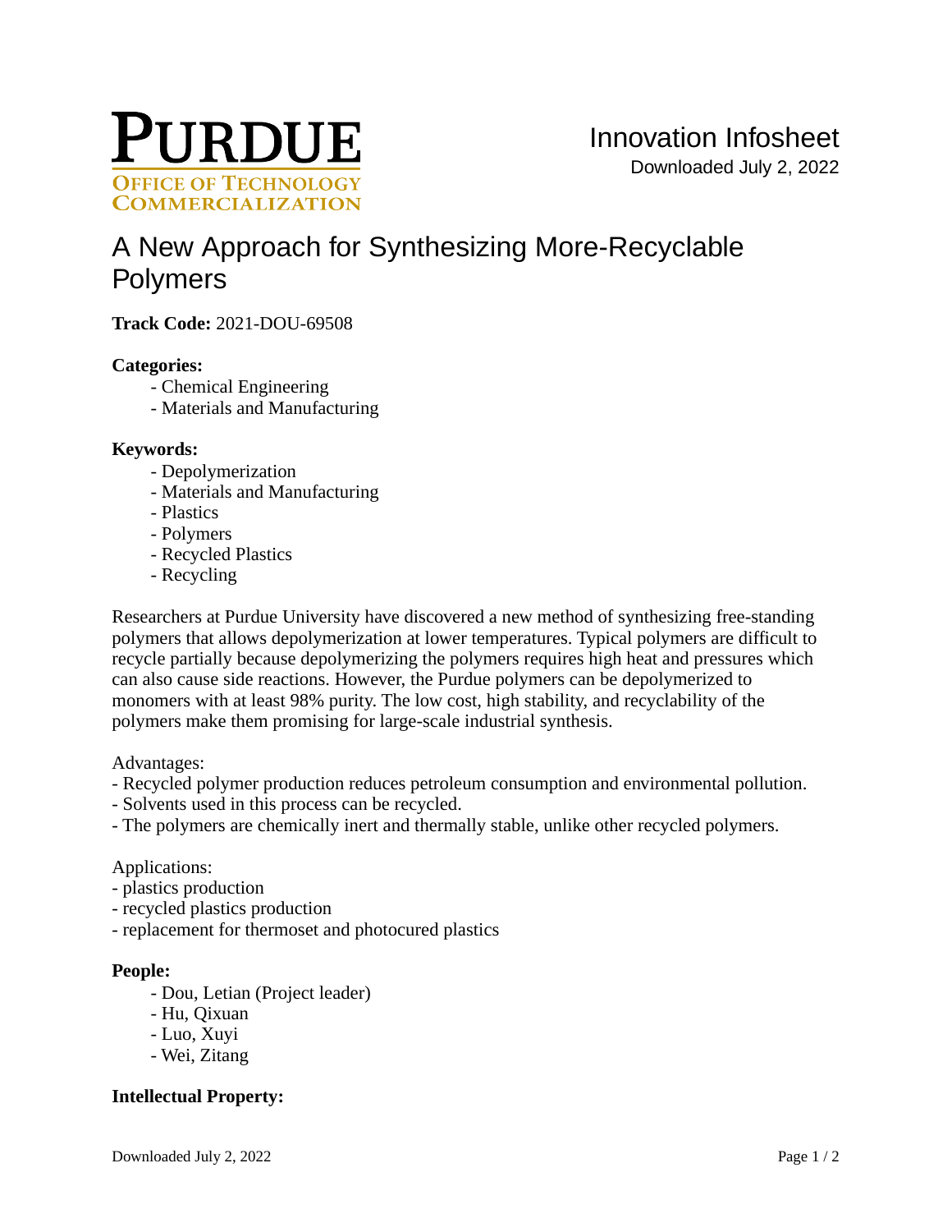# A New Approach for Synthesizing More-Recyclable Polymers

**Track Code:** 2021-DOU-69508

**Categories:**

- Chemical Engineering
- Materials and Manufacturing

**Keywords:**

- Depolymerization
- Materials and Manufacturing
- Plastics
- Polymers
- Recycled Plastics
- Recycling

Researchers at Purdue University have discovered a new method of synthesizing free-standing polymers that allows depolymerization at lower temperatures. Typical polymers are difficult to recycle partially because depolymerizing the polymers requires high heat and pressures which can also cause side reactions. However, the Purdue polymers can be depolymerized to monomers with at least 98% purity. The low cost, high stability, and recyclability of the polymers make them promising for large-scale industrial synthesis.

Advantages:
- Recycled polymer production reduces petroleum consumption and environmental pollution.
- Solvents used in this process can be recycled.
- The polymers are chemically inert and thermally stable, unlike other recycled polymers.

Applications:
- plastics production
- recycled plastics production
- replacement for thermoset and photocured plastics

**People:**

- Dou, Letian (Project leader)
- Hu, Qixuan
- Luo, Xuyi
- Wei, Zitang

**Intellectual Property:**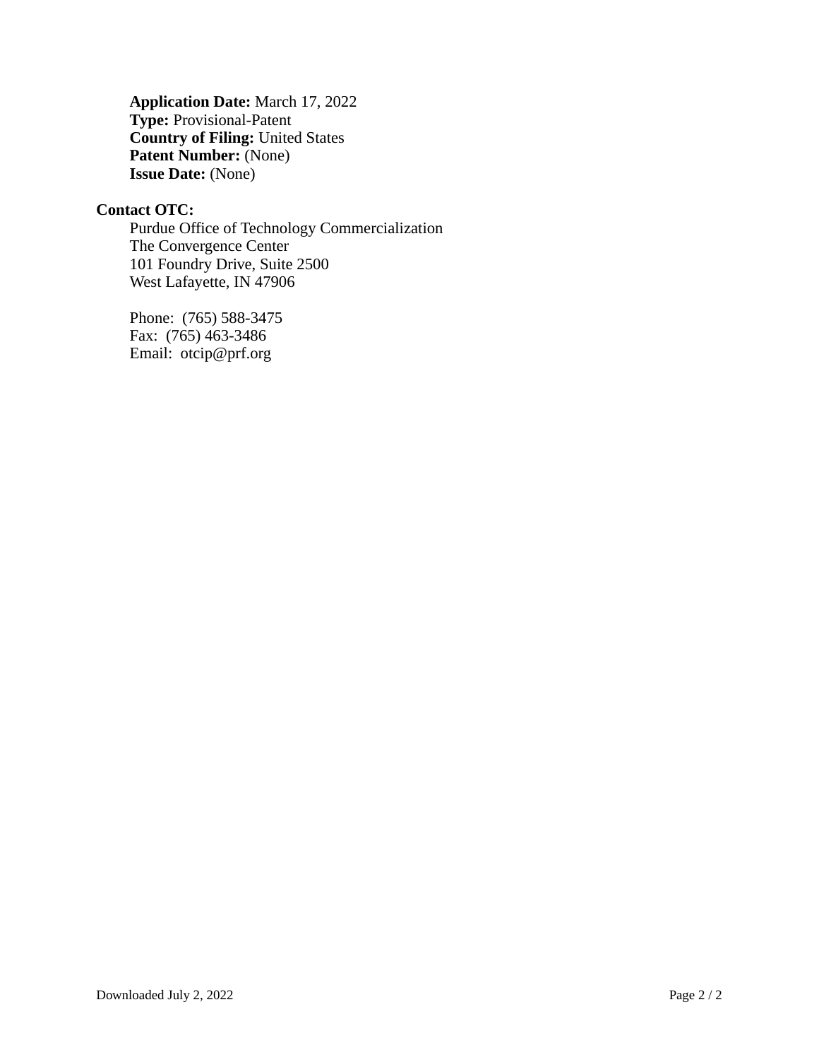**Application Date:** March 17, 2022
**Type:** Provisional-Patent
**Country of Filing:** United States
**Patent Number:** (None)
**Issue Date:** (None)

**Contact OTC:**

Purdue Office of Technology Commercialization
The Convergence Center
101 Foundry Drive, Suite 2500
West Lafayette, IN 47906

Phone: (765) 588-3475
Fax: (765) 463-3486
Email: otcip@prf.org

Downloaded July 2, 2022